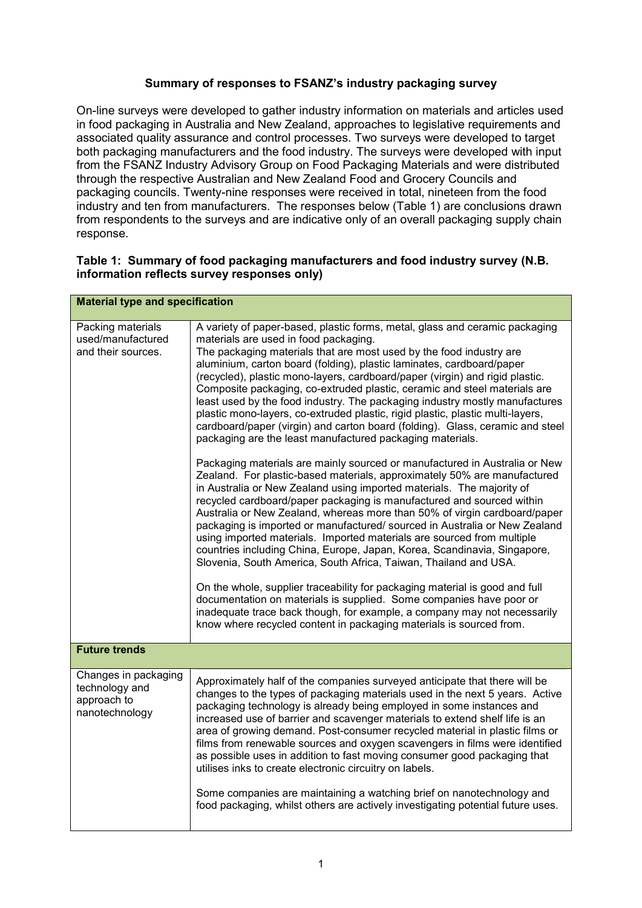**Summary of responses to FSANZ's industry packaging survey**

On-line surveys were developed to gather industry information on materials and articles used in food packaging in Australia and New Zealand, approaches to legislative requirements and associated quality assurance and control processes. Two surveys were developed to target both packaging manufacturers and the food industry. The surveys were developed with input from the FSANZ Industry Advisory Group on Food Packaging Materials and were distributed through the respective Australian and New Zealand Food and Grocery Councils and packaging councils. Twenty-nine responses were received in total, nineteen from the food industry and ten from manufacturers. The responses below (Table 1) are conclusions drawn from respondents to the surveys and are indicative only of an overall packaging supply chain response.

**Table 1: Summary of food packaging manufacturers and food industry survey (N.B. information reflects survey responses only)**

| **Material type and specification** | |
|---|---|
| Packing materials used/manufactured and their sources. | A variety of paper-based, plastic forms, metal, glass and ceramic packaging materials are used in food packaging.<br>The packaging materials that are most used by the food industry are aluminium, carton board (folding), plastic laminates, cardboard/paper (recycled), plastic mono-layers, cardboard/paper (virgin) and rigid plastic. Composite packaging, co-extruded plastic, ceramic and steel materials are least used by the food industry. The packaging industry mostly manufactures plastic mono-layers, co-extruded plastic, rigid plastic, plastic multi-layers, cardboard/paper (virgin) and carton board (folding). Glass, ceramic and steel packaging are the least manufactured packaging materials.<br><br>Packaging materials are mainly sourced or manufactured in Australia or New Zealand. For plastic-based materials, approximately 50% are manufactured in Australia or New Zealand using imported materials. The majority of recycled cardboard/paper packaging is manufactured and sourced within Australia or New Zealand, whereas more than 50% of virgin cardboard/paper packaging is imported or manufactured/ sourced in Australia or New Zealand using imported materials. Imported materials are sourced from multiple countries including China, Europe, Japan, Korea, Scandinavia, Singapore, Slovenia, South America, South Africa, Taiwan, Thailand and USA.<br><br>On the whole, supplier traceability for packaging material is good and full documentation on materials is supplied. Some companies have poor or inadequate trace back though, for example, a company may not necessarily know where recycled content in packaging materials is sourced from. |
| **Future trends** | |
| Changes in packaging technology and approach to nanotechnology | Approximately half of the companies surveyed anticipate that there will be changes to the types of packaging materials used in the next 5 years. Active packaging technology is already being employed in some instances and increased use of barrier and scavenger materials to extend shelf life is an area of growing demand. Post-consumer recycled material in plastic films or films from renewable sources and oxygen scavengers in films were identified as possible uses in addition to fast moving consumer good packaging that utilises inks to create electronic circuitry on labels.<br><br>Some companies are maintaining a watching brief on nanotechnology and food packaging, whilst others are actively investigating potential future uses. |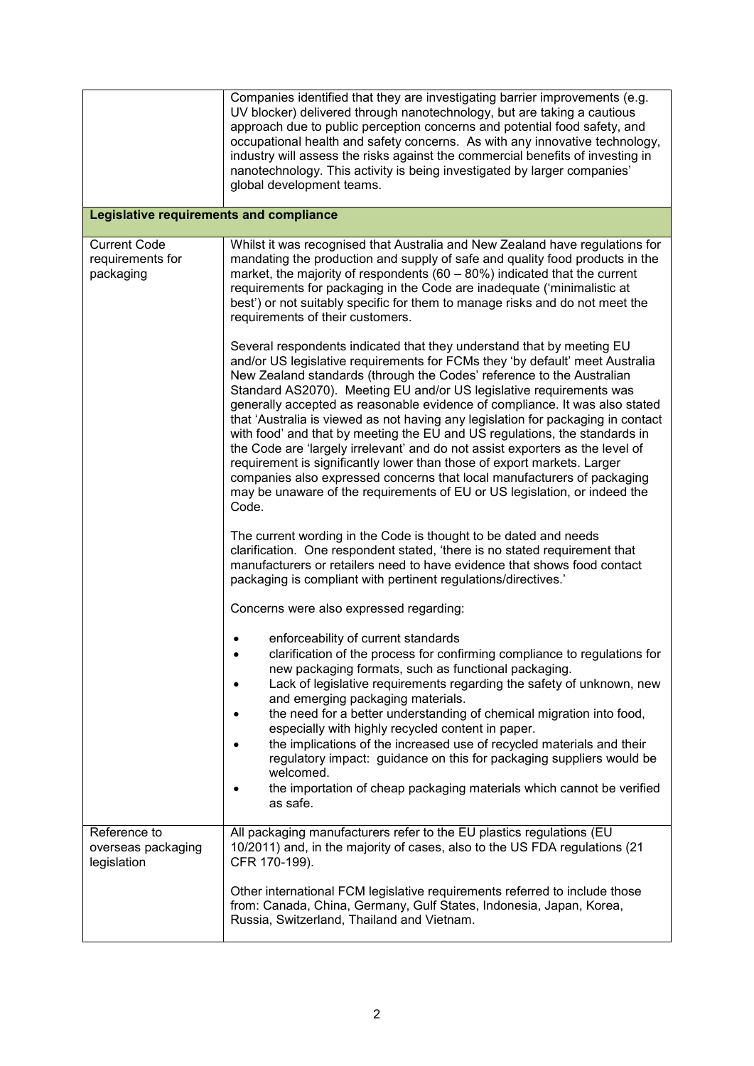| | |
|---|---|
| | Companies identified that they are investigating barrier improvements (e.g. UV blocker) delivered through nanotechnology, but are taking a cautious approach due to public perception concerns and potential food safety, and occupational health and safety concerns. As with any innovative technology, industry will assess the risks against the commercial benefits of investing in nanotechnology. This activity is being investigated by larger companies' global development teams. |
| **Legislative requirements and compliance** | |
| Current Code requirements for packaging | Whilst it was recognised that Australia and New Zealand have regulations for mandating the production and supply of safe and quality food products in the market, the majority of respondents (60 – 80%) indicated that the current requirements for packaging in the Code are inadequate ('minimalistic at best') or not suitably specific for them to manage risks and do not meet the requirements of their customers.<br><br>Several respondents indicated that they understand that by meeting EU and/or US legislative requirements for FCMs they 'by default' meet Australia New Zealand standards (through the Codes' reference to the Australian Standard AS2070). Meeting EU and/or US legislative requirements was generally accepted as reasonable evidence of compliance. It was also stated that 'Australia is viewed as not having any legislation for packaging in contact with food' and that by meeting the EU and US regulations, the standards in the Code are 'largely irrelevant' and do not assist exporters as the level of requirement is significantly lower than those of export markets. Larger companies also expressed concerns that local manufacturers of packaging may be unaware of the requirements of EU or US legislation, or indeed the Code.<br><br>The current wording in the Code is thought to be dated and needs clarification. One respondent stated, 'there is no stated requirement that manufacturers or retailers need to have evidence that shows food contact packaging is compliant with pertinent regulations/directives.'<br><br>Concerns were also expressed regarding:<br><br>• enforceability of current standards<br>• clarification of the process for confirming compliance to regulations for new packaging formats, such as functional packaging.<br>• Lack of legislative requirements regarding the safety of unknown, new and emerging packaging materials.<br>• the need for a better understanding of chemical migration into food, especially with highly recycled content in paper.<br>• the implications of the increased use of recycled materials and their regulatory impact: guidance on this for packaging suppliers would be welcomed.<br>• the importation of cheap packaging materials which cannot be verified as safe. |
| Reference to overseas packaging legislation | All packaging manufacturers refer to the EU plastics regulations (EU 10/2011) and, in the majority of cases, also to the US FDA regulations (21 CFR 170-199).<br><br>Other international FCM legislative requirements referred to include those from: Canada, China, Germany, Gulf States, Indonesia, Japan, Korea, Russia, Switzerland, Thailand and Vietnam. |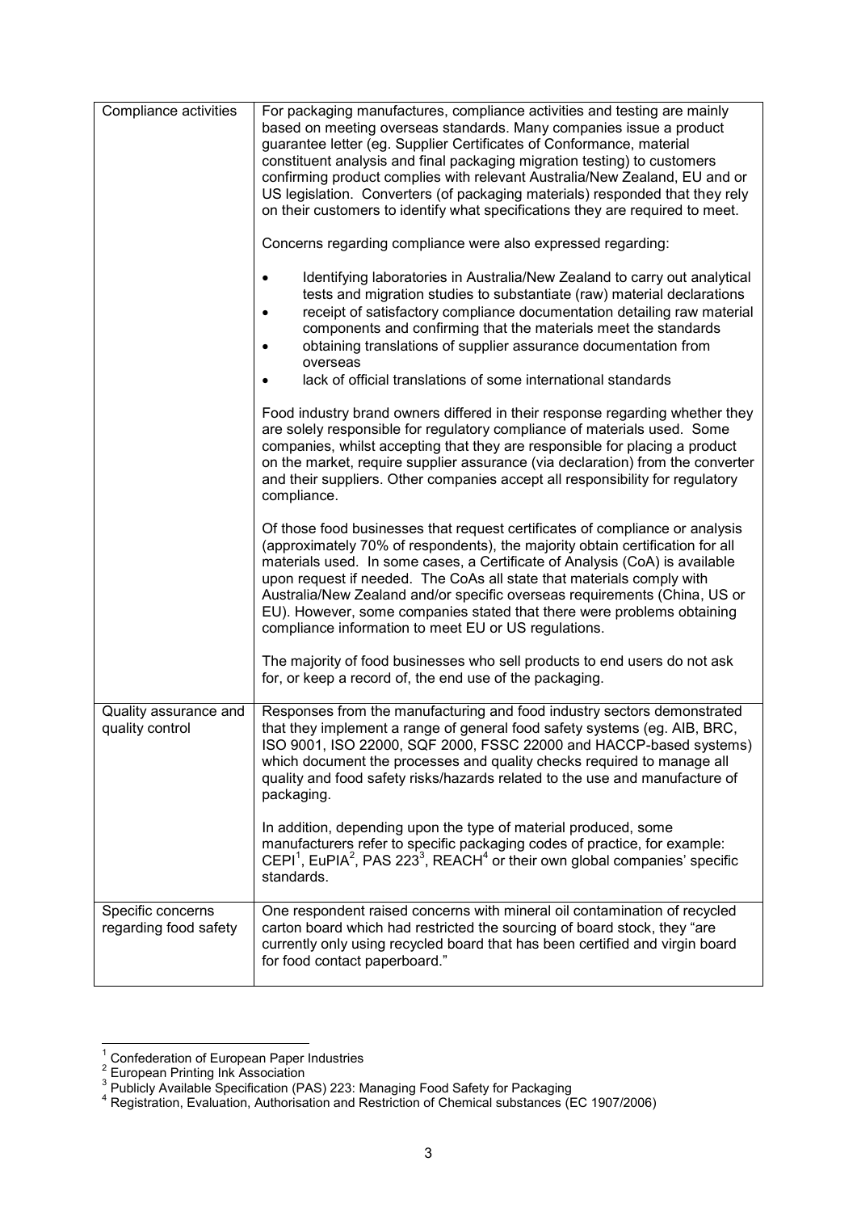| | |
|---|---|
| Compliance activities | For packaging manufactures, compliance activities and testing are mainly based on meeting overseas standards. Many companies issue a product guarantee letter (eg. Supplier Certificates of Conformance, material constituent analysis and final packaging migration testing) to customers confirming product complies with relevant Australia/New Zealand, EU and or US legislation. Converters (of packaging materials) responded that they rely on their customers to identify what specifications they are required to meet.<br><br>Concerns regarding compliance were also expressed regarding:<br><br>• Identifying laboratories in Australia/New Zealand to carry out analytical tests and migration studies to substantiate (raw) material declarations<br>• receipt of satisfactory compliance documentation detailing raw material components and confirming that the materials meet the standards<br>• obtaining translations of supplier assurance documentation from overseas<br>• lack of official translations of some international standards<br><br>Food industry brand owners differed in their response regarding whether they are solely responsible for regulatory compliance of materials used. Some companies, whilst accepting that they are responsible for placing a product on the market, require supplier assurance (via declaration) from the converter and their suppliers. Other companies accept all responsibility for regulatory compliance.<br><br>Of those food businesses that request certificates of compliance or analysis (approximately 70% of respondents), the majority obtain certification for all materials used. In some cases, a Certificate of Analysis (CoA) is available upon request if needed. The CoAs all state that materials comply with Australia/New Zealand and/or specific overseas requirements (China, US or EU). However, some companies stated that there were problems obtaining compliance information to meet EU or US regulations.<br><br>The majority of food businesses who sell products to end users do not ask for, or keep a record of, the end use of the packaging. |
| Quality assurance and quality control | Responses from the manufacturing and food industry sectors demonstrated that they implement a range of general food safety systems (eg. AIB, BRC, ISO 9001, ISO 22000, SQF 2000, FSSC 22000 and HACCP-based systems) which document the processes and quality checks required to manage all quality and food safety risks/hazards related to the use and manufacture of packaging.<br><br>In addition, depending upon the type of material produced, some manufacturers refer to specific packaging codes of practice, for example: CEPI[1], EuPIA[2], PAS 223[3], REACH[4] or their own global companies' specific standards. |
| Specific concerns regarding food safety | One respondent raised concerns with mineral oil contamination of recycled carton board which had restricted the sourcing of board stock, they "are currently only using recycled board that has been certified and virgin board for food contact paperboard." |

[1] Confederation of European Paper Industries
[2] European Printing Ink Association
[3] Publicly Available Specification (PAS) 223: Managing Food Safety for Packaging
[4] Registration, Evaluation, Authorisation and Restriction of Chemical substances (EC 1907/2006)